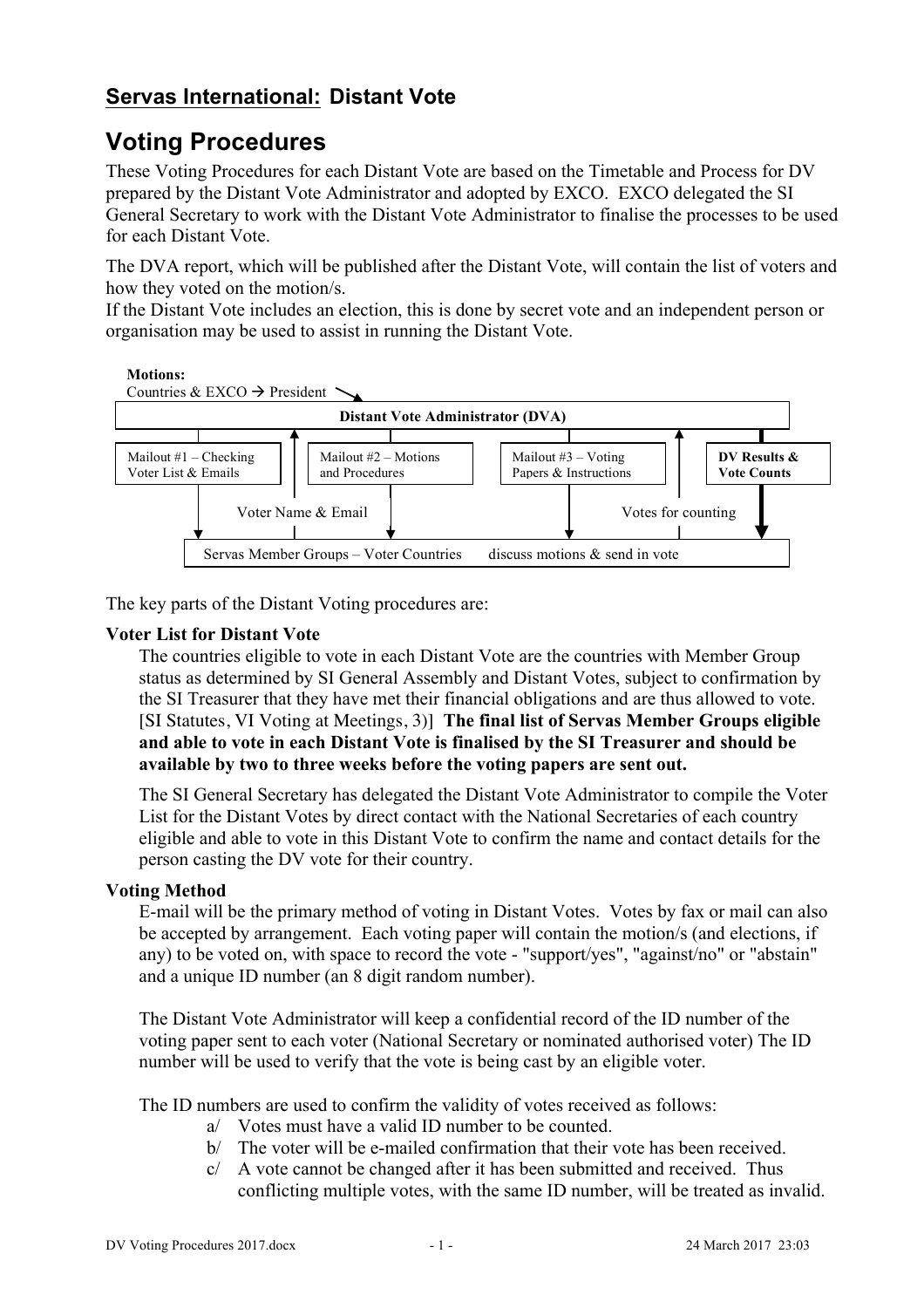## **Servas International: Distant Vote**

# Voting Procedures

These Voting Procedures for each Distant Vote are based on the Timetable and Process for DV prepared by the Distant Vote Administrator and adopted by EXCO. EXCO delegated the SI General Secretary to work with the Distant Vote Administrator to finalise the processes to be used for each Distant Vote.

The DVA report, which will be published after the Distant Vote, will contain the list of voters and how they voted on the motion/s.
If the Distant Vote includes an election, this is done by secret vote and an independent person or organisation may be used to assist in running the Distant Vote.

**Motions:**
Countries & EXCO → President

**Distant Vote Administrator (DVA)**

Mailout #1 – Checking Voter List & Emails | Mailout #2 – Motions and Procedures | Mailout #3 – Voting Papers & Instructions | **DV Results & Vote Counts**

Voter Name & Email | Votes for counting

Servas Member Groups – Voter Countries discuss motions & send in vote

The key parts of the Distant Voting procedures are:

**Voter List for Distant Vote**

The countries eligible to vote in each Distant Vote are the countries with Member Group status as determined by SI General Assembly and Distant Votes, subject to confirmation by the SI Treasurer that they have met their financial obligations and are thus allowed to vote. [SI Statutes, VI Voting at Meetings, 3)] **The final list of Servas Member Groups eligible and able to vote in each Distant Vote is finalised by the SI Treasurer and should be available by two to three weeks before the voting papers are sent out.**

The SI General Secretary has delegated the Distant Vote Administrator to compile the Voter List for the Distant Votes by direct contact with the National Secretaries of each country eligible and able to vote in this Distant Vote to confirm the name and contact details for the person casting the DV vote for their country.

**Voting Method**

E-mail will be the primary method of voting in Distant Votes. Votes by fax or mail can also be accepted by arrangement. Each voting paper will contain the motion/s (and elections, if any) to be voted on, with space to record the vote - "support/yes", "against/no" or "abstain" and a unique ID number (an 8 digit random number).

The Distant Vote Administrator will keep a confidential record of the ID number of the voting paper sent to each voter (National Secretary or nominated authorised voter) The ID number will be used to verify that the vote is being cast by an eligible voter.

The ID numbers are used to confirm the validity of votes received as follows:

a/ Votes must have a valid ID number to be counted.
b/ The voter will be e-mailed confirmation that their vote has been received.
c/ A vote cannot be changed after it has been submitted and received. Thus conflicting multiple votes, with the same ID number, will be treated as invalid.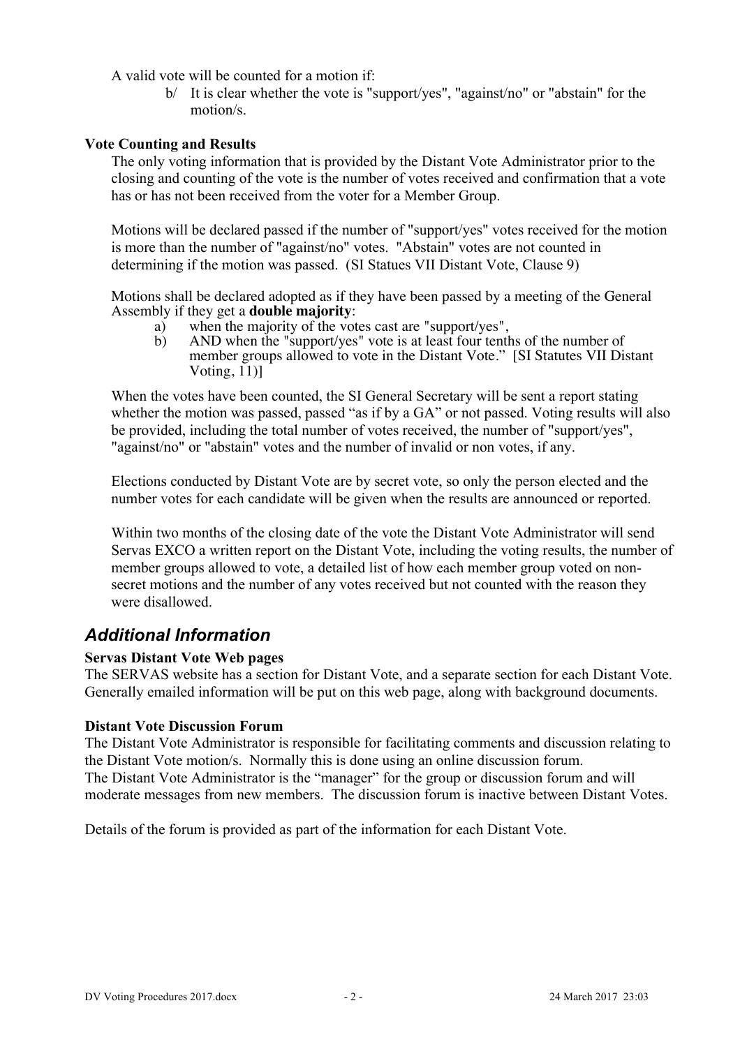A valid vote will be counted for a motion if:

b/ It is clear whether the vote is "support/yes", "against/no" or "abstain" for the motion/s.

**Vote Counting and Results**

The only voting information that is provided by the Distant Vote Administrator prior to the closing and counting of the vote is the number of votes received and confirmation that a vote has or has not been received from the voter for a Member Group.

Motions will be declared passed if the number of "support/yes" votes received for the motion is more than the number of "against/no" votes. "Abstain" votes are not counted in determining if the motion was passed. (SI Statues VII Distant Vote, Clause 9)

Motions shall be declared adopted as if they have been passed by a meeting of the General Assembly if they get a **double majority**:

a) when the majority of the votes cast are "support/yes",
b) AND when the "support/yes" vote is at least four tenths of the number of member groups allowed to vote in the Distant Vote." [SI Statutes VII Distant Voting, 11)]

When the votes have been counted, the SI General Secretary will be sent a report stating whether the motion was passed, passed "as if by a GA" or not passed. Voting results will also be provided, including the total number of votes received, the number of "support/yes", "against/no" or "abstain" votes and the number of invalid or non votes, if any.

Elections conducted by Distant Vote are by secret vote, so only the person elected and the number votes for each candidate will be given when the results are announced or reported.

Within two months of the closing date of the vote the Distant Vote Administrator will send Servas EXCO a written report on the Distant Vote, including the voting results, the number of member groups allowed to vote, a detailed list of how each member group voted on non-secret motions and the number of any votes received but not counted with the reason they were disallowed.

## *Additional Information*

**Servas Distant Vote Web pages**

The SERVAS website has a section for Distant Vote, and a separate section for each Distant Vote. Generally emailed information will be put on this web page, along with background documents.

**Distant Vote Discussion Forum**

The Distant Vote Administrator is responsible for facilitating comments and discussion relating to the Distant Vote motion/s. Normally this is done using an online discussion forum.
The Distant Vote Administrator is the "manager" for the group or discussion forum and will moderate messages from new members. The discussion forum is inactive between Distant Votes.

Details of the forum is provided as part of the information for each Distant Vote.